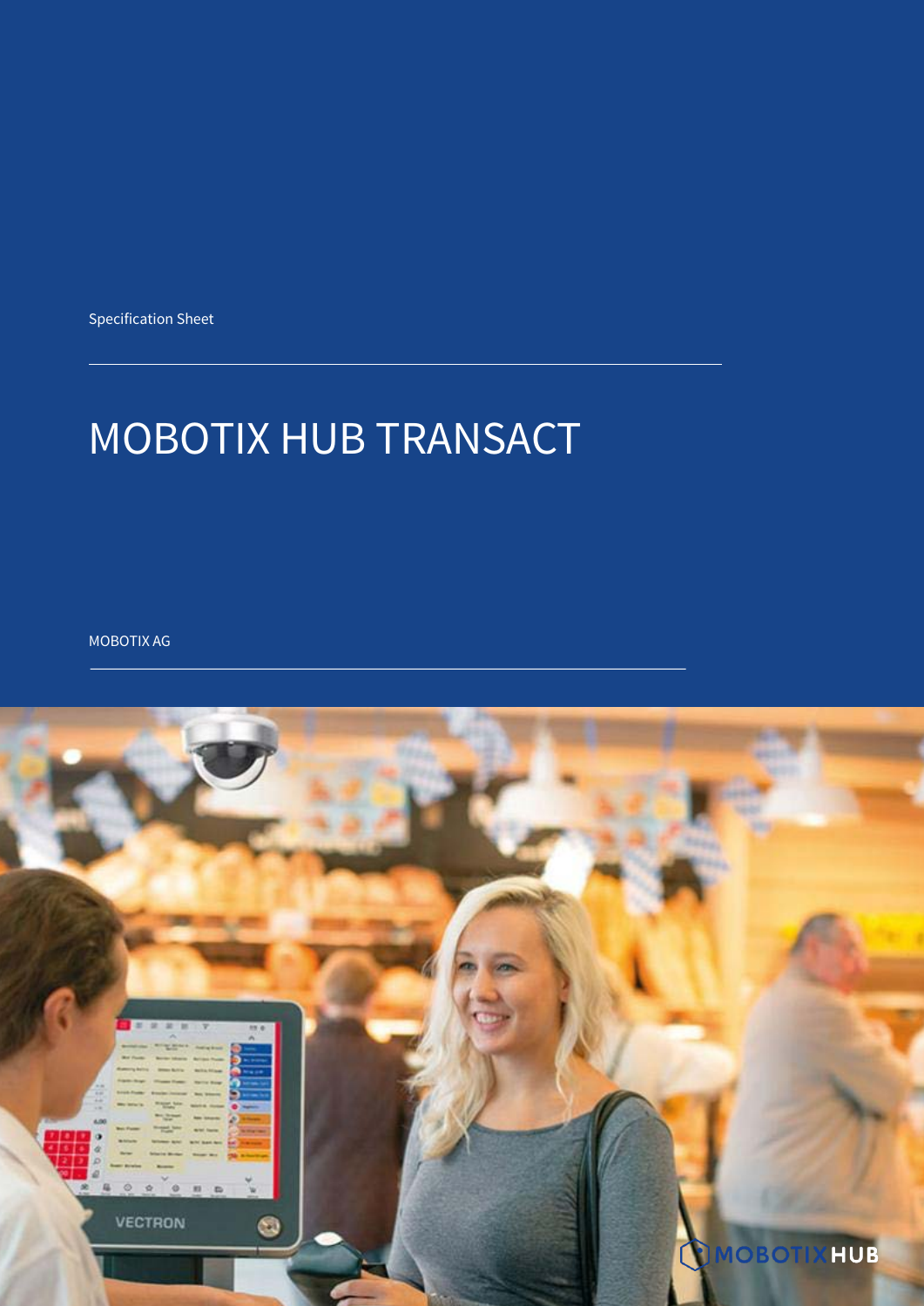Specification Sheet

# MOBOTIX HUB TRANSACT

MOBOTIX AG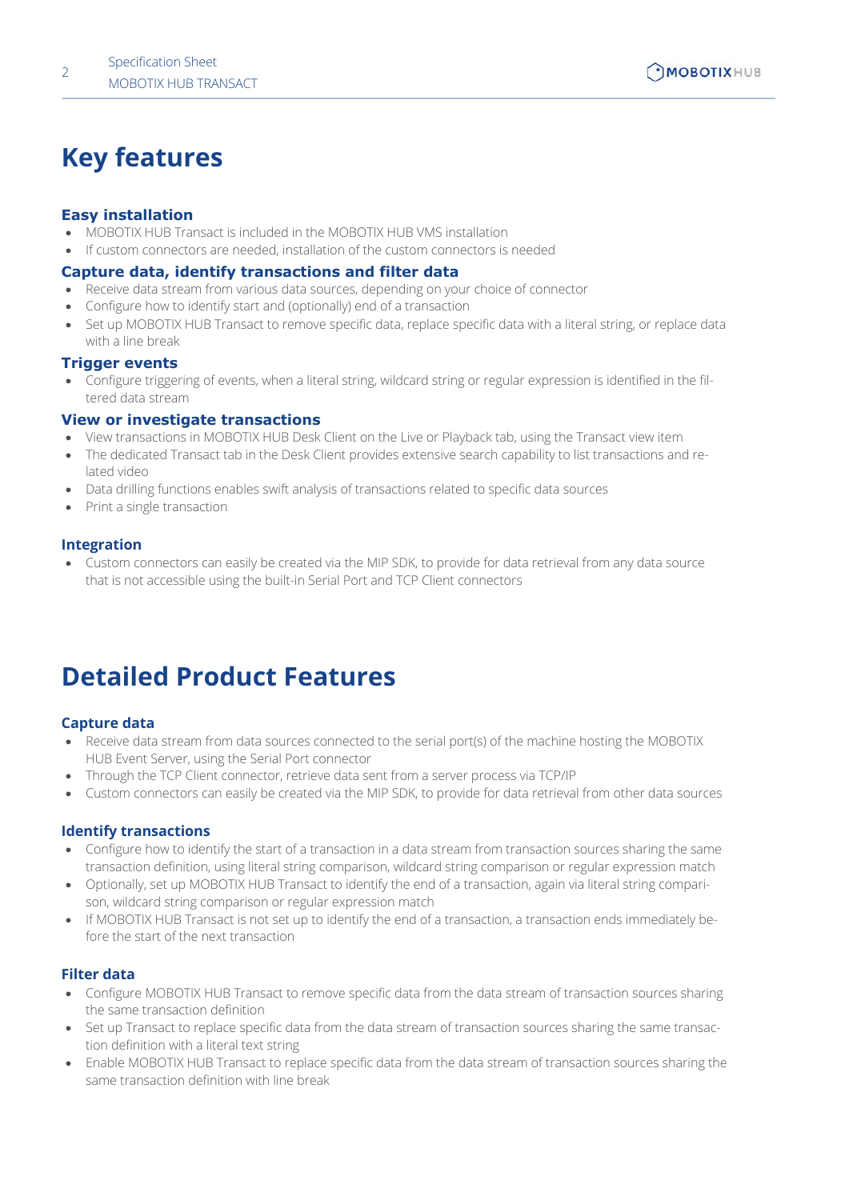# Key features

### Easy installation

- MOBOTIX HUB Transact is included in the MOBOTIX HUB VMS installation
- If custom connectors are needed, installation of the custom connectors is needed

### Capture data, identify transactions and filter data

- Receive data stream from various data sources, depending on your choice of connector
- Configure how to identify start and (optionally) end of a transaction
- Set up MOBOTIX HUB Transact to remove specific data, replace specific data with a literal string, or replace data with a line break

### Trigger events

- Configure triggering of events, when a literal string, wildcard string or regular expression is identified in the filtered data stream

### View or investigate transactions

- View transactions in MOBOTIX HUB Desk Client on the Live or Playback tab, using the Transact view item
- The dedicated Transact tab in the Desk Client provides extensive search capability to list transactions and related video
- Data drilling functions enables swift analysis of transactions related to specific data sources
- Print a single transaction

### Integration

- Custom connectors can easily be created via the MIP SDK, to provide for data retrieval from any data source that is not accessible using the built-in Serial Port and TCP Client connectors

# Detailed Product Features

### Capture data

- Receive data stream from data sources connected to the serial port(s) of the machine hosting the MOBOTIX HUB Event Server, using the Serial Port connector
- Through the TCP Client connector, retrieve data sent from a server process via TCP/IP
- Custom connectors can easily be created via the MIP SDK, to provide for data retrieval from other data sources

### Identify transactions

- Configure how to identify the start of a transaction in a data stream from transaction sources sharing the same transaction definition, using literal string comparison, wildcard string comparison or regular expression match
- Optionally, set up MOBOTIX HUB Transact to identify the end of a transaction, again via literal string comparison, wildcard string comparison or regular expression match
- If MOBOTIX HUB Transact is not set up to identify the end of a transaction, a transaction ends immediately before the start of the next transaction

### Filter data

- Configure MOBOTIX HUB Transact to remove specific data from the data stream of transaction sources sharing the same transaction definition
- Set up Transact to replace specific data from the data stream of transaction sources sharing the same transaction definition with a literal text string
- Enable MOBOTIX HUB Transact to replace specific data from the data stream of transaction sources sharing the same transaction definition with line break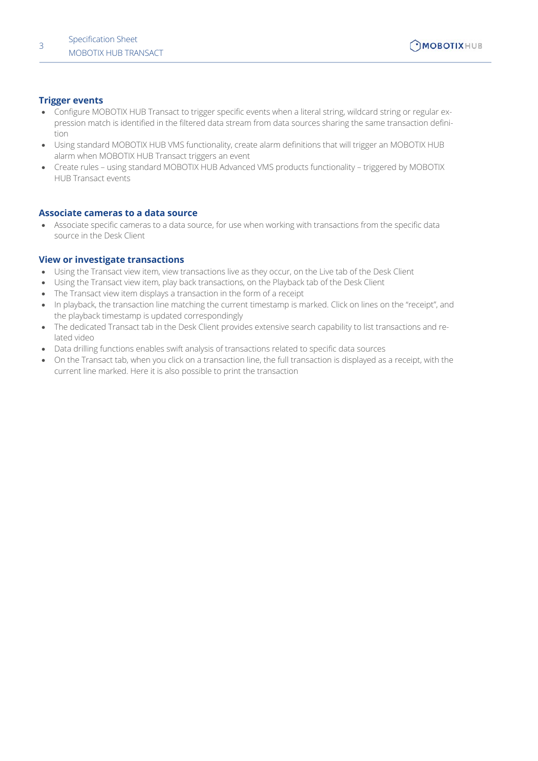### Trigger events

- Configure MOBOTIX HUB Transact to trigger specific events when a literal string, wildcard string or regular expression match is identified in the filtered data stream from data sources sharing the same transaction definition
- Using standard MOBOTIX HUB VMS functionality, create alarm definitions that will trigger an MOBOTIX HUB alarm when MOBOTIX HUB Transact triggers an event
- Create rules – using standard MOBOTIX HUB Advanced VMS products functionality – triggered by MOBOTIX HUB Transact events

### Associate cameras to a data source

- Associate specific cameras to a data source, for use when working with transactions from the specific data source in the Desk Client

### View or investigate transactions

- Using the Transact view item, view transactions live as they occur, on the Live tab of the Desk Client
- Using the Transact view item, play back transactions, on the Playback tab of the Desk Client
- The Transact view item displays a transaction in the form of a receipt
- In playback, the transaction line matching the current timestamp is marked. Click on lines on the "receipt", and the playback timestamp is updated correspondingly
- The dedicated Transact tab in the Desk Client provides extensive search capability to list transactions and related video
- Data drilling functions enables swift analysis of transactions related to specific data sources
- On the Transact tab, when you click on a transaction line, the full transaction is displayed as a receipt, with the current line marked. Here it is also possible to print the transaction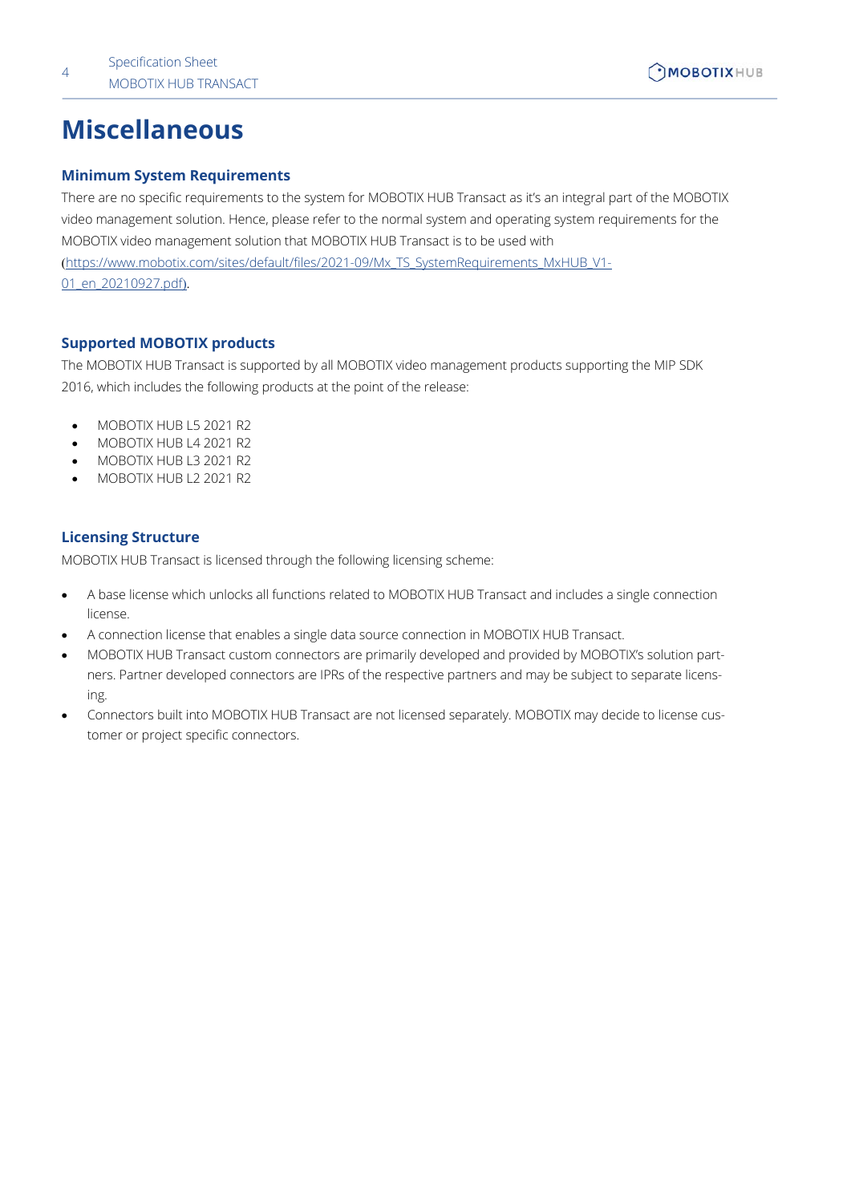# Miscellaneous

### Minimum System Requirements

There are no specific requirements to the system for MOBOTIX HUB Transact as it's an integral part of the MOBOTIX video management solution. Hence, please refer to the normal system and operating system requirements for the MOBOTIX video management solution that MOBOTIX HUB Transact is to be used with (https://www.mobotix.com/sites/default/files/2021-09/Mx_TS_SystemRequirements_MxHUB_V1-01_en_20210927.pdf).

### Supported MOBOTIX products

The MOBOTIX HUB Transact is supported by all MOBOTIX video management products supporting the MIP SDK 2016, which includes the following products at the point of the release:

- MOBOTIX HUB L5 2021 R2
- MOBOTIX HUB L4 2021 R2
- MOBOTIX HUB L3 2021 R2
- MOBOTIX HUB L2 2021 R2

### Licensing Structure

MOBOTIX HUB Transact is licensed through the following licensing scheme:

- A base license which unlocks all functions related to MOBOTIX HUB Transact and includes a single connection license.
- A connection license that enables a single data source connection in MOBOTIX HUB Transact.
- MOBOTIX HUB Transact custom connectors are primarily developed and provided by MOBOTIX's solution partners. Partner developed connectors are IPRs of the respective partners and may be subject to separate licensing.
- Connectors built into MOBOTIX HUB Transact are not licensed separately. MOBOTIX may decide to license customer or project specific connectors.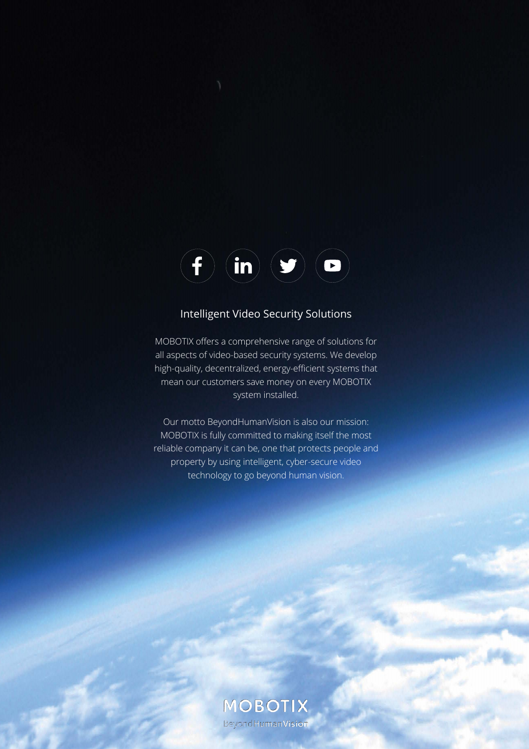## Intelligent Video Security Solutions

MOBOTIX offers a comprehensive range of solutions for all aspects of video-based security systems. We develop high-quality, decentralized, energy-efficient systems that mean our customers save money on every MOBOTIX system installed.

Our motto BeyondHumanVision is also our mission: MOBOTIX is fully committed to making itself the most reliable company it can be, one that protects people and property by using intelligent, cyber-secure video technology to go beyond human vision.

MOBOTIX

BeyondHumanVision